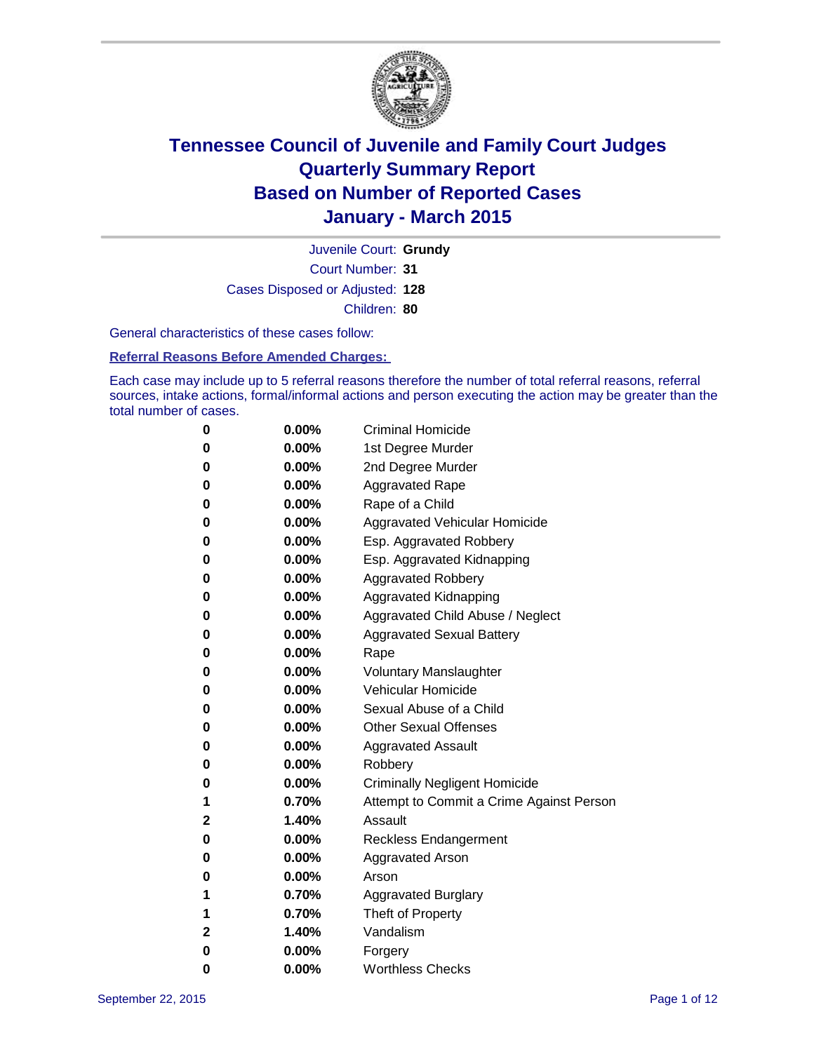# Tennessee Council of Juvenile and Family Court Judges
## Quarterly Summary Report
## Based on Number of Reported Cases
## January - March 2015

Juvenile Court: **Grundy**

Court Number: **31**

Cases Disposed or Adjusted: **128**

Children: **80**

General characteristics of these cases follow:

**Referral Reasons Before Amended Charges:**

Each case may include up to 5 referral reasons therefore the number of total referral reasons, referral sources, intake actions, formal/informal actions and person executing the action may be greater than the total number of cases.

| | | |
|---|---|---|
| 0 | 0.00% | Criminal Homicide |
| 0 | 0.00% | 1st Degree Murder |
| 0 | 0.00% | 2nd Degree Murder |
| 0 | 0.00% | Aggravated Rape |
| 0 | 0.00% | Rape of a Child |
| 0 | 0.00% | Aggravated Vehicular Homicide |
| 0 | 0.00% | Esp. Aggravated Robbery |
| 0 | 0.00% | Esp. Aggravated Kidnapping |
| 0 | 0.00% | Aggravated Robbery |
| 0 | 0.00% | Aggravated Kidnapping |
| 0 | 0.00% | Aggravated Child Abuse / Neglect |
| 0 | 0.00% | Aggravated Sexual Battery |
| 0 | 0.00% | Rape |
| 0 | 0.00% | Voluntary Manslaughter |
| 0 | 0.00% | Vehicular Homicide |
| 0 | 0.00% | Sexual Abuse of a Child |
| 0 | 0.00% | Other Sexual Offenses |
| 0 | 0.00% | Aggravated Assault |
| 0 | 0.00% | Robbery |
| 0 | 0.00% | Criminally Negligent Homicide |
| 1 | 0.70% | Attempt to Commit a Crime Against Person |
| 2 | 1.40% | Assault |
| 0 | 0.00% | Reckless Endangerment |
| 0 | 0.00% | Aggravated Arson |
| 0 | 0.00% | Arson |
| 1 | 0.70% | Aggravated Burglary |
| 1 | 0.70% | Theft of Property |
| 2 | 1.40% | Vandalism |
| 0 | 0.00% | Forgery |
| 0 | 0.00% | Worthless Checks |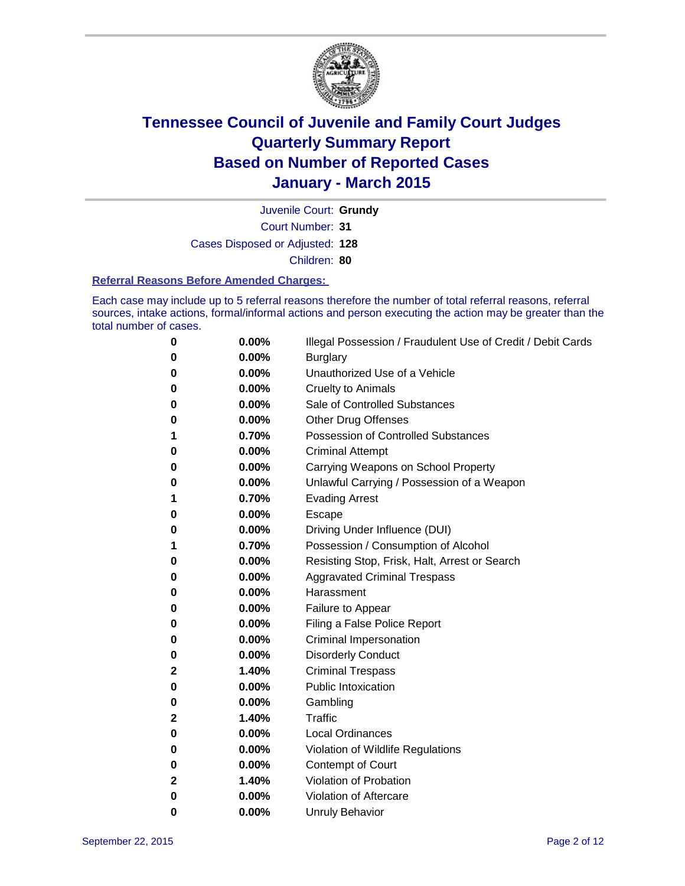# Tennessee Council of Juvenile and Family Court Judges
# Quarterly Summary Report
# Based on Number of Reported Cases
# January - March 2015

Juvenile Court: **Grundy**
Court Number: **31**
Cases Disposed or Adjusted: **128**
Children: **80**

### Referral Reasons Before Amended Charges:

Each case may include up to 5 referral reasons therefore the number of total referral reasons, referral sources, intake actions, formal/informal actions and person executing the action may be greater than the total number of cases.

| Count | Percent | Referral Reason |
|---|---|---|
| 0 | 0.00% | Illegal Possession / Fraudulent Use of Credit / Debit Cards |
| 0 | 0.00% | Burglary |
| 0 | 0.00% | Unauthorized Use of a Vehicle |
| 0 | 0.00% | Cruelty to Animals |
| 0 | 0.00% | Sale of Controlled Substances |
| 0 | 0.00% | Other Drug Offenses |
| 1 | 0.70% | Possession of Controlled Substances |
| 0 | 0.00% | Criminal Attempt |
| 0 | 0.00% | Carrying Weapons on School Property |
| 0 | 0.00% | Unlawful Carrying / Possession of a Weapon |
| 1 | 0.70% | Evading Arrest |
| 0 | 0.00% | Escape |
| 0 | 0.00% | Driving Under Influence (DUI) |
| 1 | 0.70% | Possession / Consumption of Alcohol |
| 0 | 0.00% | Resisting Stop, Frisk, Halt, Arrest or Search |
| 0 | 0.00% | Aggravated Criminal Trespass |
| 0 | 0.00% | Harassment |
| 0 | 0.00% | Failure to Appear |
| 0 | 0.00% | Filing a False Police Report |
| 0 | 0.00% | Criminal Impersonation |
| 0 | 0.00% | Disorderly Conduct |
| 2 | 1.40% | Criminal Trespass |
| 0 | 0.00% | Public Intoxication |
| 0 | 0.00% | Gambling |
| 2 | 1.40% | Traffic |
| 0 | 0.00% | Local Ordinances |
| 0 | 0.00% | Violation of Wildlife Regulations |
| 0 | 0.00% | Contempt of Court |
| 2 | 1.40% | Violation of Probation |
| 0 | 0.00% | Violation of Aftercare |
| 0 | 0.00% | Unruly Behavior |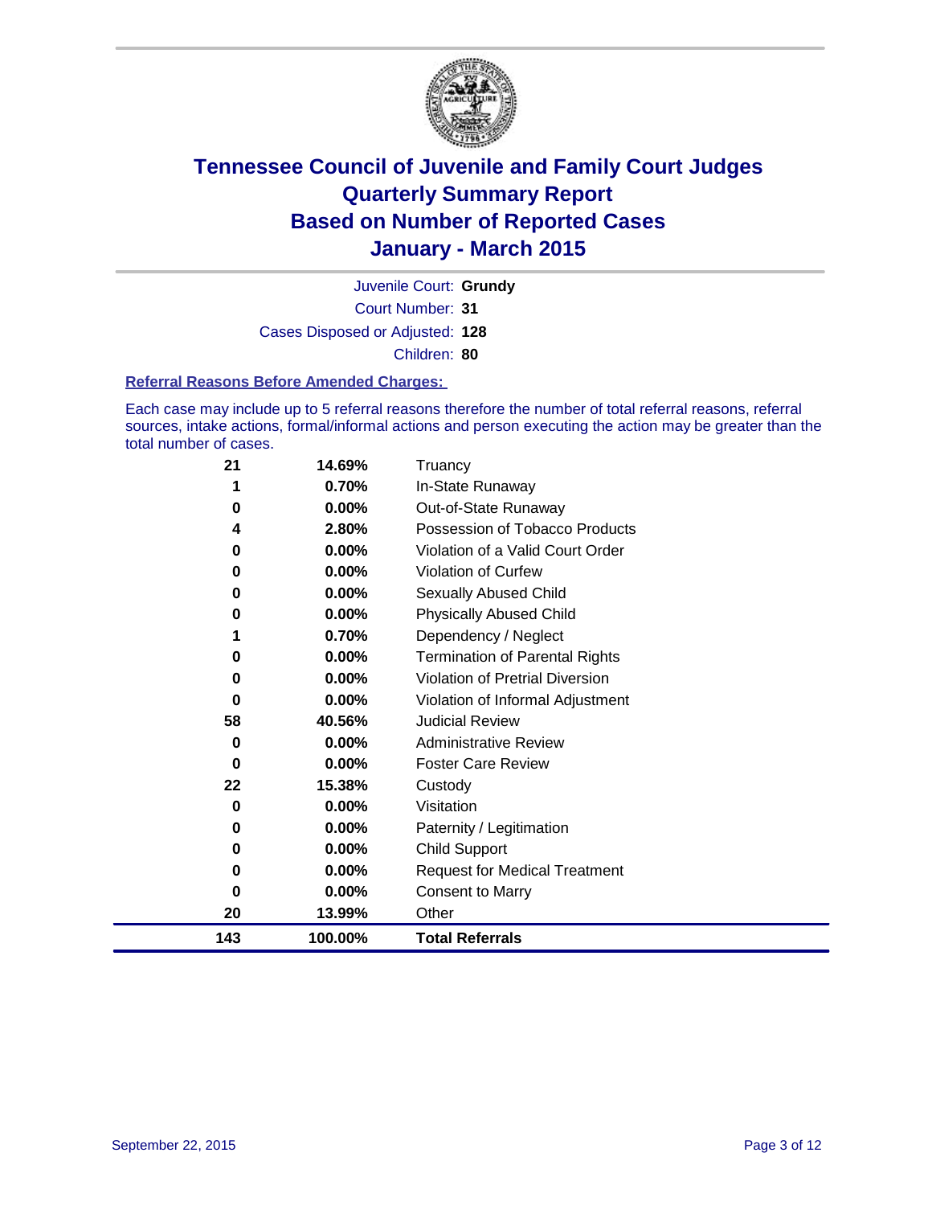# Tennessee Council of Juvenile and Family Court Judges
## Quarterly Summary Report
## Based on Number of Reported Cases
## January - March 2015

Juvenile Court: **Grundy**

Court Number: **31**

Cases Disposed or Adjusted: **128**

Children: **80**

### Referral Reasons Before Amended Charges:

Each case may include up to 5 referral reasons therefore the number of total referral reasons, referral sources, intake actions, formal/informal actions and person executing the action may be greater than the total number of cases.

| | | |
|---|---|---|
| **21** | **14.69%** | Truancy |
| **1** | **0.70%** | In-State Runaway |
| **0** | **0.00%** | Out-of-State Runaway |
| **4** | **2.80%** | Possession of Tobacco Products |
| **0** | **0.00%** | Violation of a Valid Court Order |
| **0** | **0.00%** | Violation of Curfew |
| **0** | **0.00%** | Sexually Abused Child |
| **0** | **0.00%** | Physically Abused Child |
| **1** | **0.70%** | Dependency / Neglect |
| **0** | **0.00%** | Termination of Parental Rights |
| **0** | **0.00%** | Violation of Pretrial Diversion |
| **0** | **0.00%** | Violation of Informal Adjustment |
| **58** | **40.56%** | Judicial Review |
| **0** | **0.00%** | Administrative Review |
| **0** | **0.00%** | Foster Care Review |
| **22** | **15.38%** | Custody |
| **0** | **0.00%** | Visitation |
| **0** | **0.00%** | Paternity / Legitimation |
| **0** | **0.00%** | Child Support |
| **0** | **0.00%** | Request for Medical Treatment |
| **0** | **0.00%** | Consent to Marry |
| **20** | **13.99%** | Other |
| **143** | **100.00%** | **Total Referrals** |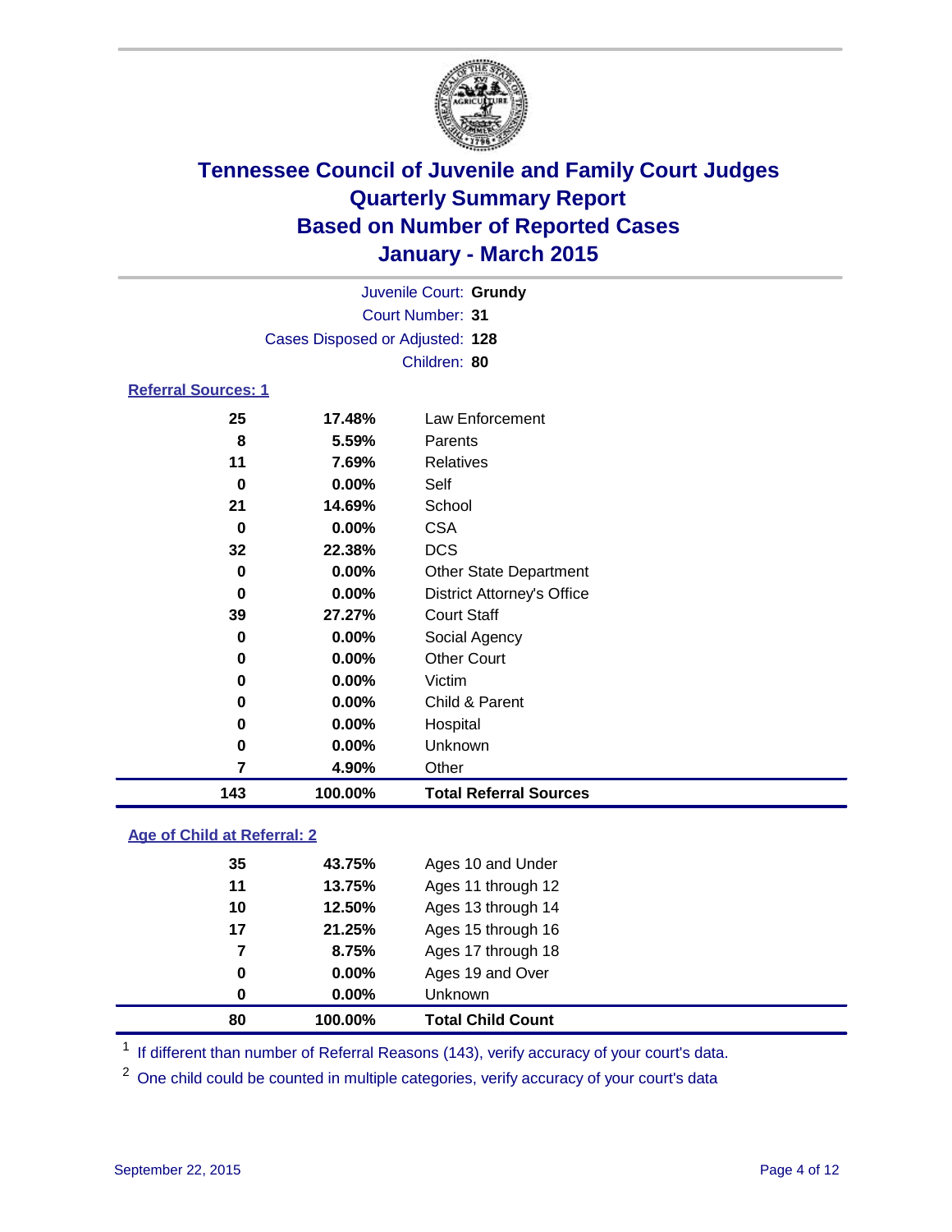# Tennessee Council of Juvenile and Family Court Judges
## Quarterly Summary Report
## Based on Number of Reported Cases
## January - March 2015

Juvenile Court: **Grundy**

Court Number: **31**

Cases Disposed or Adjusted: **128**

Children: **80**

### Referral Sources: 1

| | | |
|---|---|---|
| 25 | 17.48% | Law Enforcement |
| 8 | 5.59% | Parents |
| 11 | 7.69% | Relatives |
| 0 | 0.00% | Self |
| 21 | 14.69% | School |
| 0 | 0.00% | CSA |
| 32 | 22.38% | DCS |
| 0 | 0.00% | Other State Department |
| 0 | 0.00% | District Attorney's Office |
| 39 | 27.27% | Court Staff |
| 0 | 0.00% | Social Agency |
| 0 | 0.00% | Other Court |
| 0 | 0.00% | Victim |
| 0 | 0.00% | Child & Parent |
| 0 | 0.00% | Hospital |
| 0 | 0.00% | Unknown |
| 7 | 4.90% | Other |
| **143** | **100.00%** | **Total Referral Sources** |

### Age of Child at Referral: 2

| | | |
|---|---|---|
| 35 | 43.75% | Ages 10 and Under |
| 11 | 13.75% | Ages 11 through 12 |
| 10 | 12.50% | Ages 13 through 14 |
| 17 | 21.25% | Ages 15 through 16 |
| 7 | 8.75% | Ages 17 through 18 |
| 0 | 0.00% | Ages 19 and Over |
| 0 | 0.00% | Unknown |
| **80** | **100.00%** | **Total Child Count** |

[1] If different than number of Referral Reasons (143), verify accuracy of your court's data.

[2] One child could be counted in multiple categories, verify accuracy of your court's data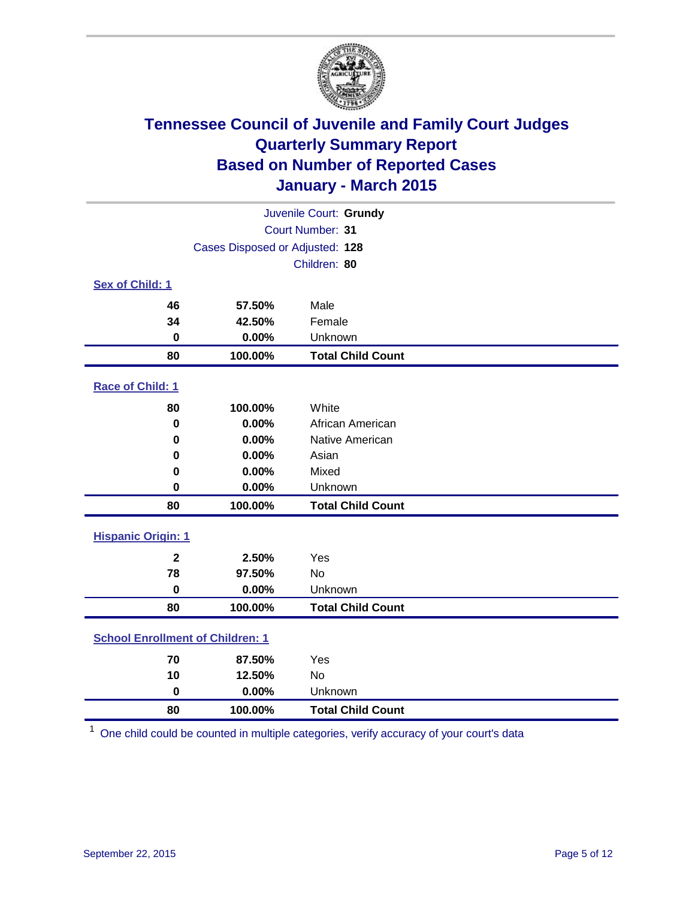# Tennessee Council of Juvenile and Family Court Judges
## Quarterly Summary Report
## Based on Number of Reported Cases
## January - March 2015

Juvenile Court: **Grundy**
Court Number: **31**
Cases Disposed or Adjusted: **128**
Children: **80**

### Sex of Child: 1

| | | |
|---|---|---|
| **46** | **57.50%** | Male |
| **34** | **42.50%** | Female |
| **0** | **0.00%** | Unknown |
| **80** | **100.00%** | **Total Child Count** |

### Race of Child: 1

| | | |
|---|---|---|
| **80** | **100.00%** | White |
| **0** | **0.00%** | African American |
| **0** | **0.00%** | Native American |
| **0** | **0.00%** | Asian |
| **0** | **0.00%** | Mixed |
| **0** | **0.00%** | Unknown |
| **80** | **100.00%** | **Total Child Count** |

### Hispanic Origin: 1

| | | |
|---|---|---|
| **2** | **2.50%** | Yes |
| **78** | **97.50%** | No |
| **0** | **0.00%** | Unknown |
| **80** | **100.00%** | **Total Child Count** |

### School Enrollment of Children: 1

| | | |
|---|---|---|
| **70** | **87.50%** | Yes |
| **10** | **12.50%** | No |
| **0** | **0.00%** | Unknown |
| **80** | **100.00%** | **Total Child Count** |

[1] One child could be counted in multiple categories, verify accuracy of your court's data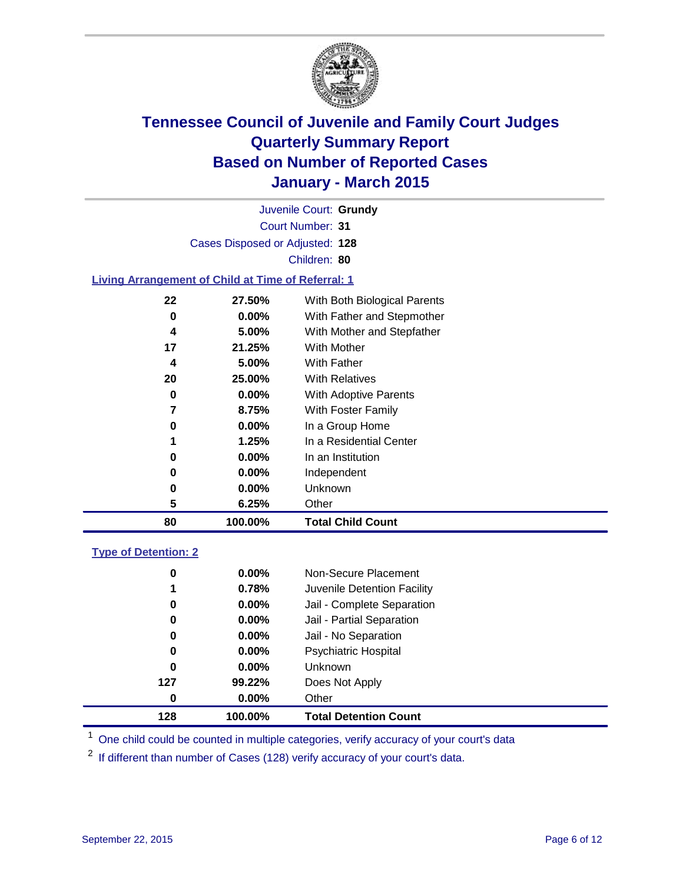# Tennessee Council of Juvenile and Family Court Judges
# Quarterly Summary Report
# Based on Number of Reported Cases
# January - March 2015

Juvenile Court: **Grundy**
Court Number: **31**
Cases Disposed or Adjusted: **128**
Children: **80**

## Living Arrangement of Child at Time of Referral: 1

| Count | Percent | Living Arrangement |
|---|---|---|
| 22 | 27.50% | With Both Biological Parents |
| 0 | 0.00% | With Father and Stepmother |
| 4 | 5.00% | With Mother and Stepfather |
| 17 | 21.25% | With Mother |
| 4 | 5.00% | With Father |
| 20 | 25.00% | With Relatives |
| 0 | 0.00% | With Adoptive Parents |
| 7 | 8.75% | With Foster Family |
| 0 | 0.00% | In a Group Home |
| 1 | 1.25% | In a Residential Center |
| 0 | 0.00% | In an Institution |
| 0 | 0.00% | Independent |
| 0 | 0.00% | Unknown |
| 5 | 6.25% | Other |
| **80** | **100.00%** | **Total Child Count** |

## Type of Detention: 2

| Count | Percent | Type of Detention |
|---|---|---|
| 0 | 0.00% | Non-Secure Placement |
| 1 | 0.78% | Juvenile Detention Facility |
| 0 | 0.00% | Jail - Complete Separation |
| 0 | 0.00% | Jail - Partial Separation |
| 0 | 0.00% | Jail - No Separation |
| 0 | 0.00% | Psychiatric Hospital |
| 0 | 0.00% | Unknown |
| 127 | 99.22% | Does Not Apply |
| 0 | 0.00% | Other |
| **128** | **100.00%** | **Total Detention Count** |

[1] One child could be counted in multiple categories, verify accuracy of your court's data

[2] If different than number of Cases (128) verify accuracy of your court's data.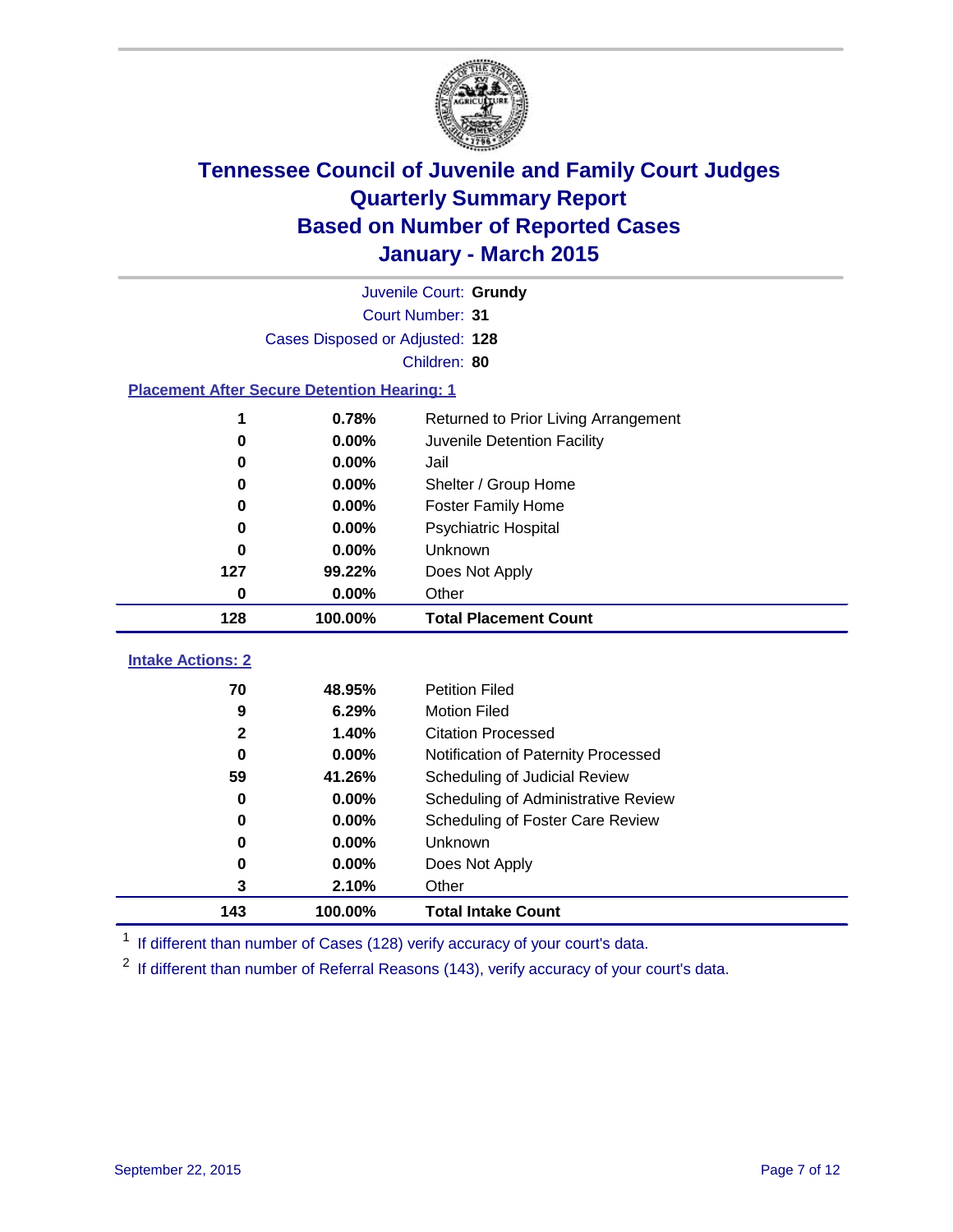# Tennessee Council of Juvenile and Family Court Judges
# Quarterly Summary Report
# Based on Number of Reported Cases
# January - March 2015

Juvenile Court: **Grundy**

Court Number: **31**

Cases Disposed or Adjusted: **128**

Children: **80**

### Placement After Secure Detention Hearing: 1

| Count | Percent | Placement |
|---|---|---|
| 1 | 0.78% | Returned to Prior Living Arrangement |
| 0 | 0.00% | Juvenile Detention Facility |
| 0 | 0.00% | Jail |
| 0 | 0.00% | Shelter / Group Home |
| 0 | 0.00% | Foster Family Home |
| 0 | 0.00% | Psychiatric Hospital |
| 0 | 0.00% | Unknown |
| 127 | 99.22% | Does Not Apply |
| 0 | 0.00% | Other |
| **128** | **100.00%** | **Total Placement Count** |

### Intake Actions: 2

| Count | Percent | Intake Action |
|---|---|---|
| 70 | 48.95% | Petition Filed |
| 9 | 6.29% | Motion Filed |
| 2 | 1.40% | Citation Processed |
| 0 | 0.00% | Notification of Paternity Processed |
| 59 | 41.26% | Scheduling of Judicial Review |
| 0 | 0.00% | Scheduling of Administrative Review |
| 0 | 0.00% | Scheduling of Foster Care Review |
| 0 | 0.00% | Unknown |
| 0 | 0.00% | Does Not Apply |
| 3 | 2.10% | Other |
| **143** | **100.00%** | **Total Intake Count** |

[1] If different than number of Cases (128) verify accuracy of your court's data.

[2] If different than number of Referral Reasons (143), verify accuracy of your court's data.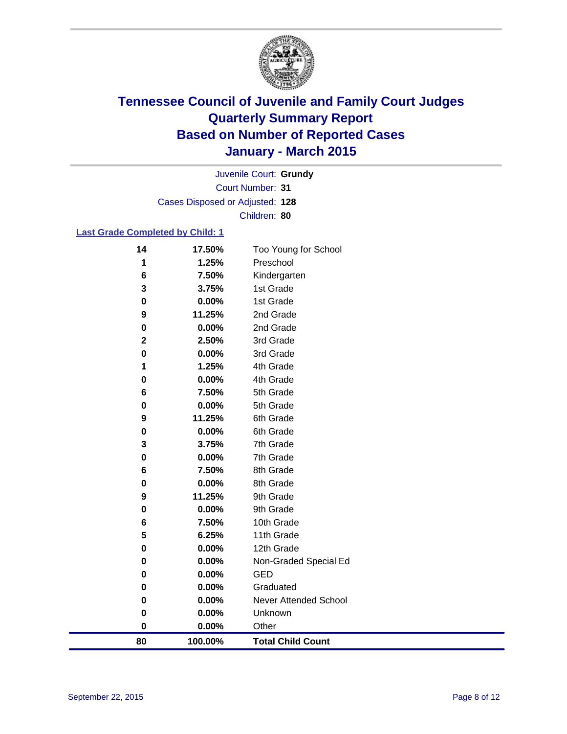# Tennessee Council of Juvenile and Family Court Judges
## Quarterly Summary Report
## Based on Number of Reported Cases
## January - March 2015

Juvenile Court: **Grundy**
Court Number: **31**
Cases Disposed or Adjusted: **128**
Children: **80**

### Last Grade Completed by Child: 1

| Count | Percent | Grade |
|---|---|---|
| 14 | 17.50% | Too Young for School |
| 1 | 1.25% | Preschool |
| 6 | 7.50% | Kindergarten |
| 3 | 3.75% | 1st Grade |
| 0 | 0.00% | 1st Grade |
| 9 | 11.25% | 2nd Grade |
| 0 | 0.00% | 2nd Grade |
| 2 | 2.50% | 3rd Grade |
| 0 | 0.00% | 3rd Grade |
| 1 | 1.25% | 4th Grade |
| 0 | 0.00% | 4th Grade |
| 6 | 7.50% | 5th Grade |
| 0 | 0.00% | 5th Grade |
| 9 | 11.25% | 6th Grade |
| 0 | 0.00% | 6th Grade |
| 3 | 3.75% | 7th Grade |
| 0 | 0.00% | 7th Grade |
| 6 | 7.50% | 8th Grade |
| 0 | 0.00% | 8th Grade |
| 9 | 11.25% | 9th Grade |
| 0 | 0.00% | 9th Grade |
| 6 | 7.50% | 10th Grade |
| 5 | 6.25% | 11th Grade |
| 0 | 0.00% | 12th Grade |
| 0 | 0.00% | Non-Graded Special Ed |
| 0 | 0.00% | GED |
| 0 | 0.00% | Graduated |
| 0 | 0.00% | Never Attended School |
| 0 | 0.00% | Unknown |
| 0 | 0.00% | Other |
| **80** | **100.00%** | **Total Child Count** |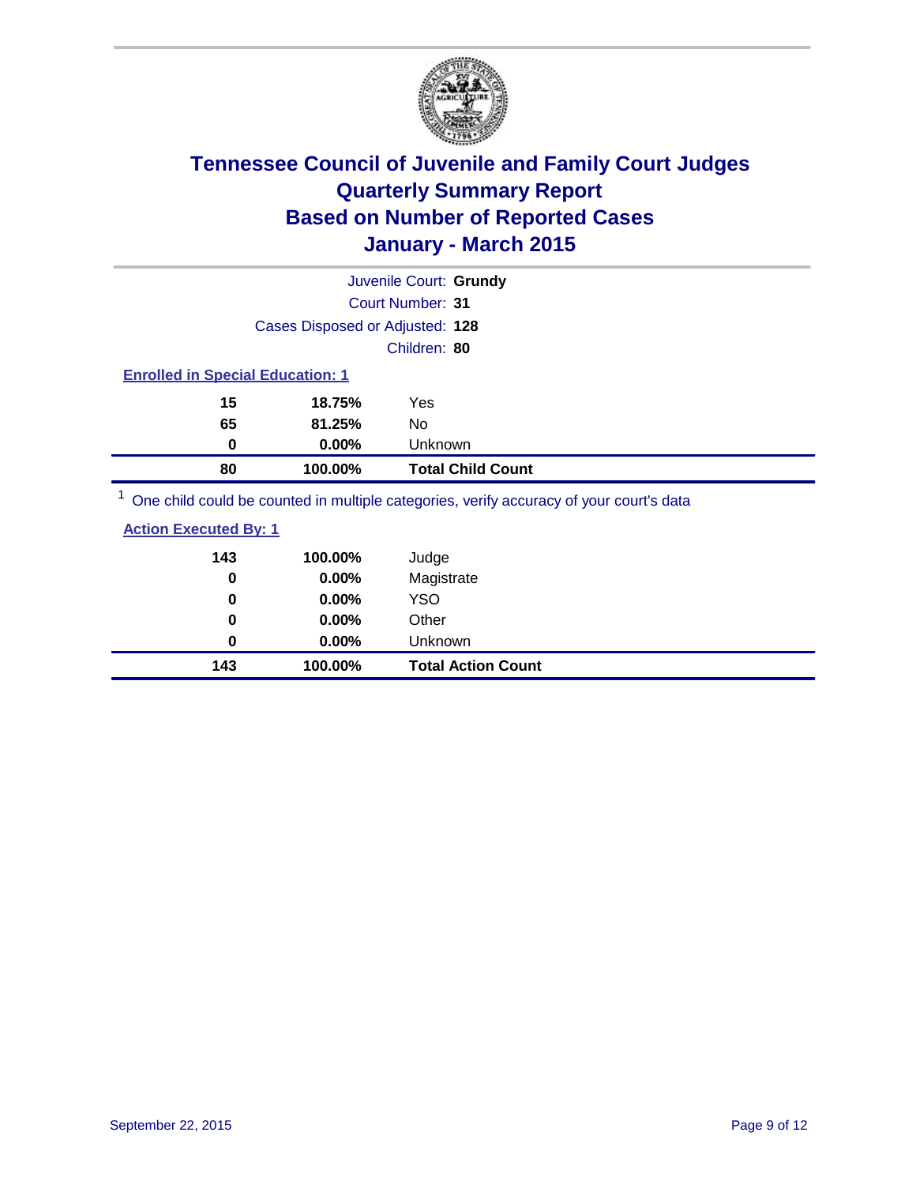# Tennessee Council of Juvenile and Family Court Judges
# Quarterly Summary Report
# Based on Number of Reported Cases
# January - March 2015

Juvenile Court: **Grundy**

Court Number: **31**

Cases Disposed or Adjusted: **128**

Children: **80**

**Enrolled in Special Education: 1**

| | | |
|---|---|---|
| **15** | **18.75%** | Yes |
| **65** | **81.25%** | No |
| **0** | **0.00%** | Unknown |
| **80** | **100.00%** | **Total Child Count** |

[1] One child could be counted in multiple categories, verify accuracy of your court's data

**Action Executed By: 1**

| | | |
|---|---|---|
| **143** | **100.00%** | Judge |
| **0** | **0.00%** | Magistrate |
| **0** | **0.00%** | YSO |
| **0** | **0.00%** | Other |
| **0** | **0.00%** | Unknown |
| **143** | **100.00%** | **Total Action Count** |

September 22, 2015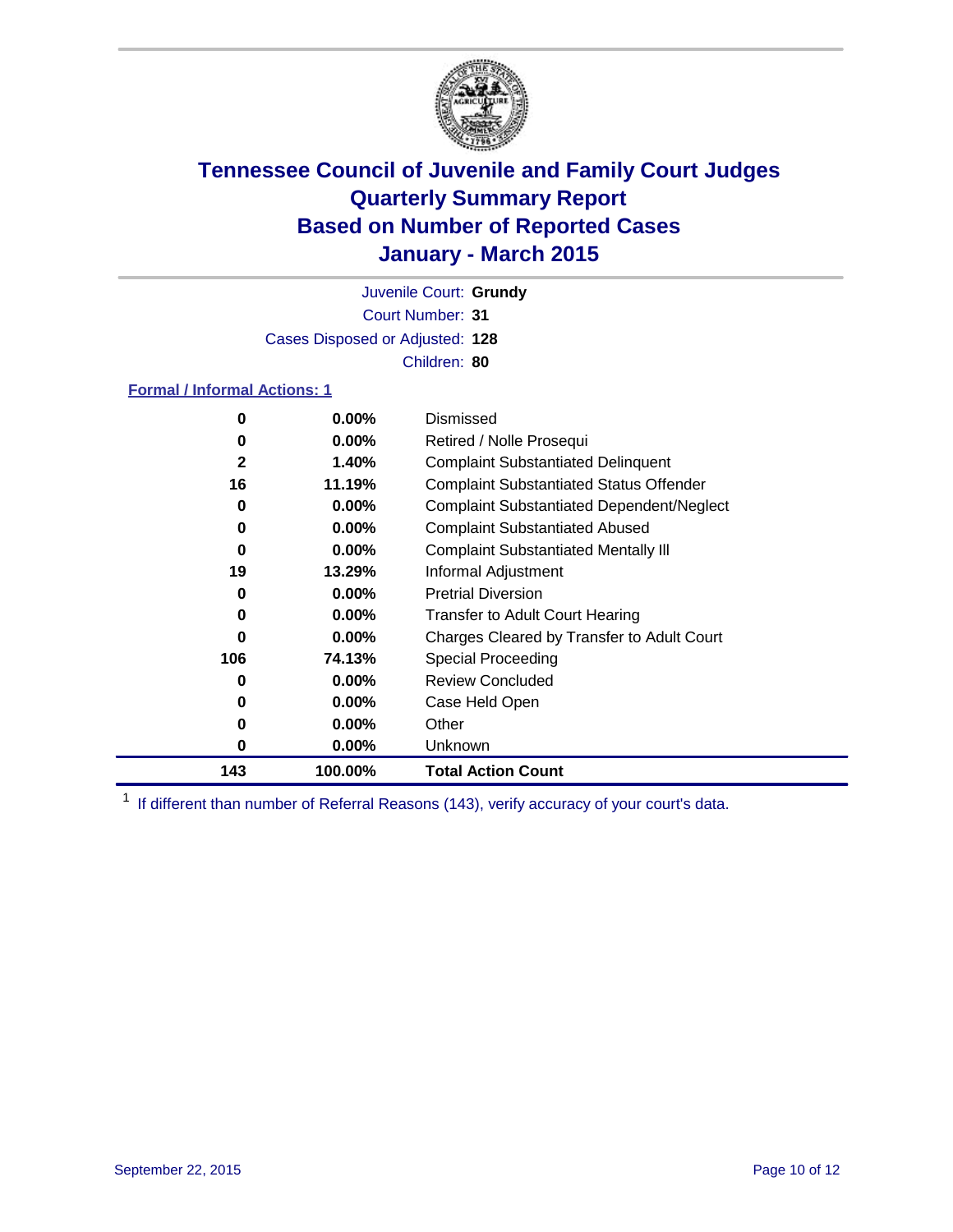# Tennessee Council of Juvenile and Family Court Judges
# Quarterly Summary Report
# Based on Number of Reported Cases
# January - March 2015

Juvenile Court: **Grundy**

Court Number: **31**

Cases Disposed or Adjusted: **128**

Children: **80**

### Formal / Informal Actions: 1

| | | |
|---|---|---|
| 0 | 0.00% | Dismissed |
| 0 | 0.00% | Retired / Nolle Prosequi |
| 2 | 1.40% | Complaint Substantiated Delinquent |
| 16 | 11.19% | Complaint Substantiated Status Offender |
| 0 | 0.00% | Complaint Substantiated Dependent/Neglect |
| 0 | 0.00% | Complaint Substantiated Abused |
| 0 | 0.00% | Complaint Substantiated Mentally Ill |
| 19 | 13.29% | Informal Adjustment |
| 0 | 0.00% | Pretrial Diversion |
| 0 | 0.00% | Transfer to Adult Court Hearing |
| 0 | 0.00% | Charges Cleared by Transfer to Adult Court |
| 106 | 74.13% | Special Proceeding |
| 0 | 0.00% | Review Concluded |
| 0 | 0.00% | Case Held Open |
| 0 | 0.00% | Other |
| 0 | 0.00% | Unknown |
| **143** | **100.00%** | **Total Action Count** |

[1] If different than number of Referral Reasons (143), verify accuracy of your court's data.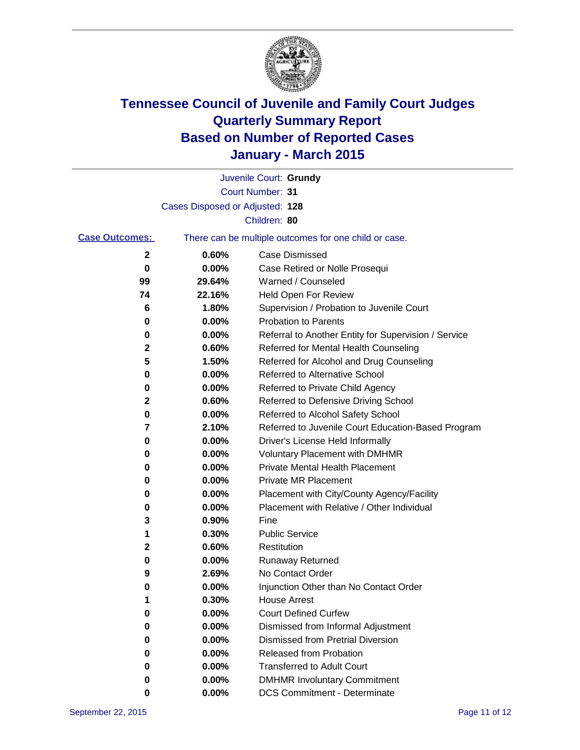# Tennessee Council of Juvenile and Family Court Judges
# Quarterly Summary Report
# Based on Number of Reported Cases
# January - March 2015

Juvenile Court: **Grundy**
Court Number: **31**
Cases Disposed or Adjusted: **128**
Children: **80**

**Case Outcomes:** There can be multiple outcomes for one child or case.

| Count | Percent | Outcome |
|---|---|---|
| 2 | 0.60% | Case Dismissed |
| 0 | 0.00% | Case Retired or Nolle Prosequi |
| 99 | 29.64% | Warned / Counseled |
| 74 | 22.16% | Held Open For Review |
| 6 | 1.80% | Supervision / Probation to Juvenile Court |
| 0 | 0.00% | Probation to Parents |
| 0 | 0.00% | Referral to Another Entity for Supervision / Service |
| 2 | 0.60% | Referred for Mental Health Counseling |
| 5 | 1.50% | Referred for Alcohol and Drug Counseling |
| 0 | 0.00% | Referred to Alternative School |
| 0 | 0.00% | Referred to Private Child Agency |
| 2 | 0.60% | Referred to Defensive Driving School |
| 0 | 0.00% | Referred to Alcohol Safety School |
| 7 | 2.10% | Referred to Juvenile Court Education-Based Program |
| 0 | 0.00% | Driver's License Held Informally |
| 0 | 0.00% | Voluntary Placement with DMHMR |
| 0 | 0.00% | Private Mental Health Placement |
| 0 | 0.00% | Private MR Placement |
| 0 | 0.00% | Placement with City/County Agency/Facility |
| 0 | 0.00% | Placement with Relative / Other Individual |
| 3 | 0.90% | Fine |
| 1 | 0.30% | Public Service |
| 2 | 0.60% | Restitution |
| 0 | 0.00% | Runaway Returned |
| 9 | 2.69% | No Contact Order |
| 0 | 0.00% | Injunction Other than No Contact Order |
| 1 | 0.30% | House Arrest |
| 0 | 0.00% | Court Defined Curfew |
| 0 | 0.00% | Dismissed from Informal Adjustment |
| 0 | 0.00% | Dismissed from Pretrial Diversion |
| 0 | 0.00% | Released from Probation |
| 0 | 0.00% | Transferred to Adult Court |
| 0 | 0.00% | DMHMR Involuntary Commitment |
| 0 | 0.00% | DCS Commitment - Determinate |

September 22, 2015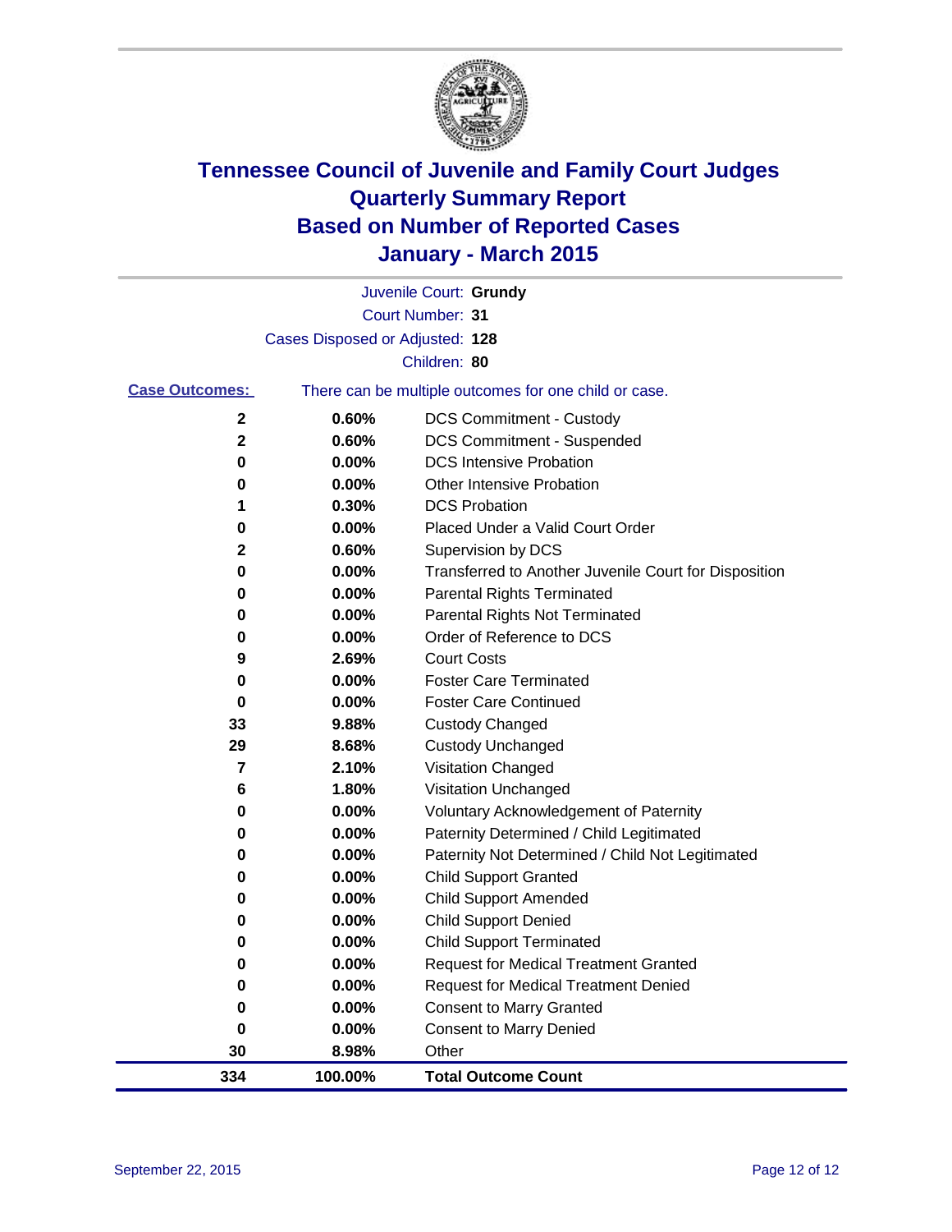# Tennessee Council of Juvenile and Family Court Judges
# Quarterly Summary Report
# Based on Number of Reported Cases
# January - March 2015

Juvenile Court: **Grundy**

Court Number: **31**

Cases Disposed or Adjusted: **128**

Children: **80**

**Case Outcomes:** There can be multiple outcomes for one child or case.

| | | |
|---|---|---|
| **2** | **0.60%** | DCS Commitment - Custody |
| **2** | **0.60%** | DCS Commitment - Suspended |
| **0** | **0.00%** | DCS Intensive Probation |
| **0** | **0.00%** | Other Intensive Probation |
| **1** | **0.30%** | DCS Probation |
| **0** | **0.00%** | Placed Under a Valid Court Order |
| **2** | **0.60%** | Supervision by DCS |
| **0** | **0.00%** | Transferred to Another Juvenile Court for Disposition |
| **0** | **0.00%** | Parental Rights Terminated |
| **0** | **0.00%** | Parental Rights Not Terminated |
| **0** | **0.00%** | Order of Reference to DCS |
| **9** | **2.69%** | Court Costs |
| **0** | **0.00%** | Foster Care Terminated |
| **0** | **0.00%** | Foster Care Continued |
| **33** | **9.88%** | Custody Changed |
| **29** | **8.68%** | Custody Unchanged |
| **7** | **2.10%** | Visitation Changed |
| **6** | **1.80%** | Visitation Unchanged |
| **0** | **0.00%** | Voluntary Acknowledgement of Paternity |
| **0** | **0.00%** | Paternity Determined / Child Legitimated |
| **0** | **0.00%** | Paternity Not Determined / Child Not Legitimated |
| **0** | **0.00%** | Child Support Granted |
| **0** | **0.00%** | Child Support Amended |
| **0** | **0.00%** | Child Support Denied |
| **0** | **0.00%** | Child Support Terminated |
| **0** | **0.00%** | Request for Medical Treatment Granted |
| **0** | **0.00%** | Request for Medical Treatment Denied |
| **0** | **0.00%** | Consent to Marry Granted |
| **0** | **0.00%** | Consent to Marry Denied |
| **30** | **8.98%** | Other |
| **334** | **100.00%** | **Total Outcome Count** |